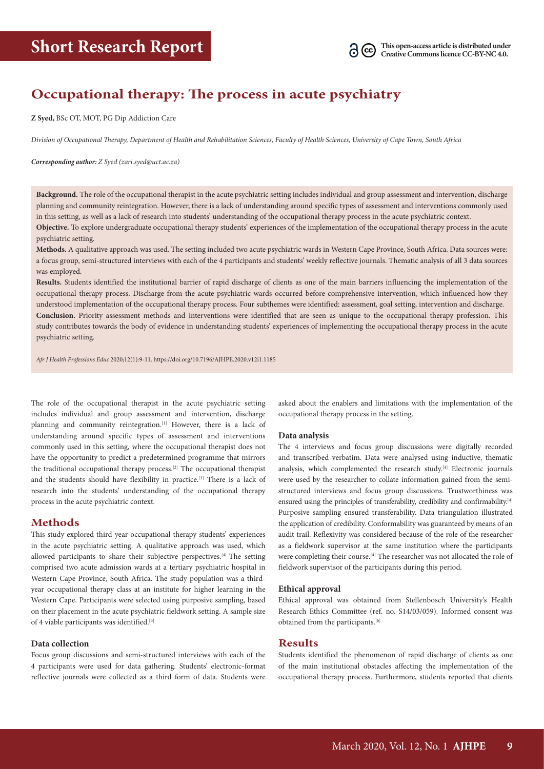Short Research Report

This open-access article is distributed under Creative Commons licence CC-BY-NC 4.0.

# Occupational therapy: The process in acute psychiatry

**Z Syed,** BSc OT, MOT, PG Dip Addiction Care

*Division of Occupational Therapy, Department of Health and Rehabilitation Sciences, Faculty of Health Sciences, University of Cape Town, South Africa*

***Corresponding author:** Z Syed (zari.syed@uct.ac.za)*

**Background.** The role of the occupational therapist in the acute psychiatric setting includes individual and group assessment and intervention, discharge planning and community reintegration. However, there is a lack of understanding around specific types of assessment and interventions commonly used in this setting, as well as a lack of research into students' understanding of the occupational therapy process in the acute psychiatric context.

**Objective.** To explore undergraduate occupational therapy students' experiences of the implementation of the occupational therapy process in the acute psychiatric setting.

**Methods.** A qualitative approach was used. The setting included two acute psychiatric wards in Western Cape Province, South Africa. Data sources were: a focus group, semi-structured interviews with each of the 4 participants and students' weekly reflective journals. Thematic analysis of all 3 data sources was employed.

**Results.** Students identified the institutional barrier of rapid discharge of clients as one of the main barriers influencing the implementation of the occupational therapy process. Discharge from the acute psychiatric wards occurred before comprehensive intervention, which influenced how they understood implementation of the occupational therapy process. Four subthemes were identified: assessment, goal setting, intervention and discharge.

**Conclusion.** Priority assessment methods and interventions were identified that are seen as unique to the occupational therapy profession. This study contributes towards the body of evidence in understanding students' experiences of implementing the occupational therapy process in the acute psychiatric setting.

*Afr J Health Professions Educ* 2020;12(1):9-11. https://doi.org/10.7196/AJHPE.2020.v12i1.1185

The role of the occupational therapist in the acute psychiatric setting includes individual and group assessment and intervention, discharge planning and community reintegration.[1] However, there is a lack of understanding around specific types of assessment and interventions commonly used in this setting, where the occupational therapist does not have the opportunity to predict a predetermined programme that mirrors the traditional occupational therapy process.[2] The occupational therapist and the students should have flexibility in practice.[3] There is a lack of research into the students' understanding of the occupational therapy process in the acute psychiatric context.

## Methods

This study explored third-year occupational therapy students' experiences in the acute psychiatric setting. A qualitative approach was used, which allowed participants to share their subjective perspectives.[4] The setting comprised two acute admission wards at a tertiary psychiatric hospital in Western Cape Province, South Africa. The study population was a third-year occupational therapy class at an institute for higher learning in the Western Cape. Participants were selected using purposive sampling, based on their placement in the acute psychiatric fieldwork setting. A sample size of 4 viable participants was identified.[5]

### Data collection

Focus group discussions and semi-structured interviews with each of the 4 participants were used for data gathering. Students' electronic-format reflective journals were collected as a third form of data. Students were asked about the enablers and limitations with the implementation of the occupational therapy process in the setting.

### Data analysis

The 4 interviews and focus group discussions were digitally recorded and transcribed verbatim. Data were analysed using inductive, thematic analysis, which complemented the research study.[4] Electronic journals were used by the researcher to collate information gained from the semi-structured interviews and focus group discussions. Trustworthiness was ensured using the principles of transferability, credibility and confirmability.[4] Purposive sampling ensured transferability. Data triangulation illustrated the application of credibility. Conformability was guaranteed by means of an audit trail. Reflexivity was considered because of the role of the researcher as a fieldwork supervisor at the same institution where the participants were completing their course.[4] The researcher was not allocated the role of fieldwork supervisor of the participants during this period.

### Ethical approval

Ethical approval was obtained from Stellenbosch University's Health Research Ethics Committee (ref. no. S14/03/059). Informed consent was obtained from the participants.[6]

## Results

Students identified the phenomenon of rapid discharge of clients as one of the main institutional obstacles affecting the implementation of the occupational therapy process. Furthermore, students reported that clients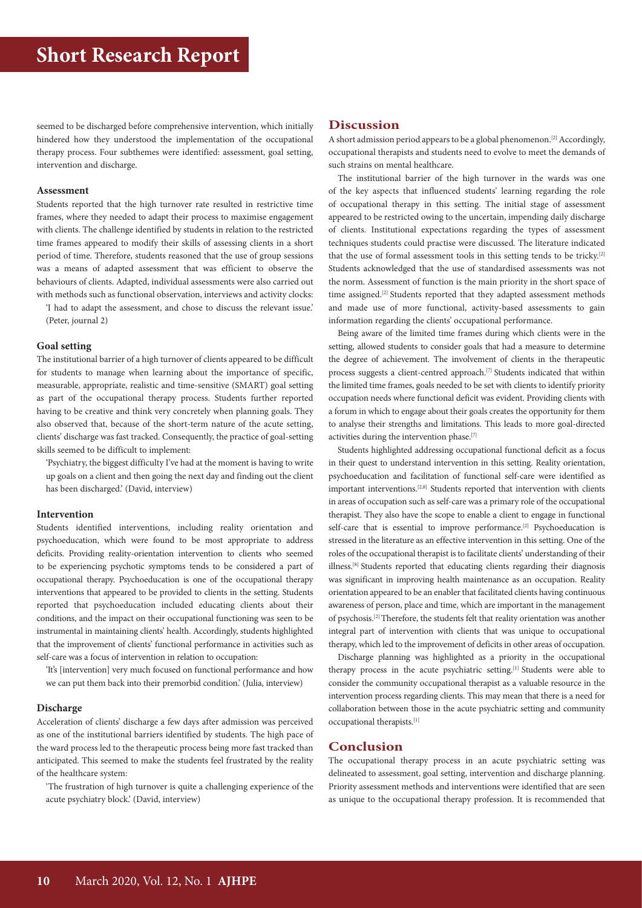seemed to be discharged before comprehensive intervention, which initially hindered how they understood the implementation of the occupational therapy process. Four subthemes were identified: assessment, goal setting, intervention and discharge.

### Assessment

Students reported that the high turnover rate resulted in restrictive time frames, where they needed to adapt their process to maximise engagement with clients. The challenge identified by students in relation to the restricted time frames appeared to modify their skills of assessing clients in a short period of time. Therefore, students reasoned that the use of group sessions was a means of adapted assessment that was efficient to observe the behaviours of clients. Adapted, individual assessments were also carried out with methods such as functional observation, interviews and activity clocks:

'I had to adapt the assessment, and chose to discuss the relevant issue.' (Peter, journal 2)

### Goal setting

The institutional barrier of a high turnover of clients appeared to be difficult for students to manage when learning about the importance of specific, measurable, appropriate, realistic and time-sensitive (SMART) goal setting as part of the occupational therapy process. Students further reported having to be creative and think very concretely when planning goals. They also observed that, because of the short-term nature of the acute setting, clients' discharge was fast tracked. Consequently, the practice of goal-setting skills seemed to be difficult to implement:

'Psychiatry, the biggest difficulty I've had at the moment is having to write up goals on a client and then going the next day and finding out the client has been discharged.' (David, interview)

### Intervention

Students identified interventions, including reality orientation and psychoeducation, which were found to be most appropriate to address deficits. Providing reality-orientation intervention to clients who seemed to be experiencing psychotic symptoms tends to be considered a part of occupational therapy. Psychoeducation is one of the occupational therapy interventions that appeared to be provided to clients in the setting. Students reported that psychoeducation included educating clients about their conditions, and the impact on their occupational functioning was seen to be instrumental in maintaining clients' health. Accordingly, students highlighted that the improvement of clients' functional performance in activities such as self-care was a focus of intervention in relation to occupation:

'It's [intervention] very much focused on functional performance and how we can put them back into their premorbid condition.' (Julia, interview)

### Discharge

Acceleration of clients' discharge a few days after admission was perceived as one of the institutional barriers identified by students. The high pace of the ward process led to the therapeutic process being more fast tracked than anticipated. This seemed to make the students feel frustrated by the reality of the healthcare system:

'The frustration of high turnover is quite a challenging experience of the acute psychiatry block.' (David, interview)

## Discussion

A short admission period appears to be a global phenomenon.[2] Accordingly, occupational therapists and students need to evolve to meet the demands of such strains on mental healthcare.

The institutional barrier of the high turnover in the wards was one of the key aspects that influenced students' learning regarding the role of occupational therapy in this setting. The initial stage of assessment appeared to be restricted owing to the uncertain, impending daily discharge of clients. Institutional expectations regarding the types of assessment techniques students could practise were discussed. The literature indicated that the use of formal assessment tools in this setting tends to be tricky.[2] Students acknowledged that the use of standardised assessments was not the norm. Assessment of function is the main priority in the short space of time assigned.[2] Students reported that they adapted assessment methods and made use of more functional, activity-based assessments to gain information regarding the clients' occupational performance.

Being aware of the limited time frames during which clients were in the setting, allowed students to consider goals that had a measure to determine the degree of achievement. The involvement of clients in the therapeutic process suggests a client-centred approach.[7] Students indicated that within the limited time frames, goals needed to be set with clients to identify priority occupation needs where functional deficit was evident. Providing clients with a forum in which to engage about their goals creates the opportunity for them to analyse their strengths and limitations. This leads to more goal-directed activities during the intervention phase.[7]

Students highlighted addressing occupational functional deficit as a focus in their quest to understand intervention in this setting. Reality orientation, psychoeducation and facilitation of functional self-care were identified as important interventions.[2,8] Students reported that intervention with clients in areas of occupation such as self-care was a primary role of the occupational therapist. They also have the scope to enable a client to engage in functional self-care that is essential to improve performance.[2] Psychoeducation is stressed in the literature as an effective intervention in this setting. One of the roles of the occupational therapist is to facilitate clients' understanding of their illness.[8] Students reported that educating clients regarding their diagnosis was significant in improving health maintenance as an occupation. Reality orientation appeared to be an enabler that facilitated clients having continuous awareness of person, place and time, which are important in the management of psychosis.[2] Therefore, the students felt that reality orientation was another integral part of intervention with clients that was unique to occupational therapy, which led to the improvement of deficits in other areas of occupation.

Discharge planning was highlighted as a priority in the occupational therapy process in the acute psychiatric setting.[1] Students were able to consider the community occupational therapist as a valuable resource in the intervention process regarding clients. This may mean that there is a need for collaboration between those in the acute psychiatric setting and community occupational therapists.[1]

## Conclusion

The occupational therapy process in an acute psychiatric setting was delineated to assessment, goal setting, intervention and discharge planning. Priority assessment methods and interventions were identified that are seen as unique to the occupational therapy profession. It is recommended that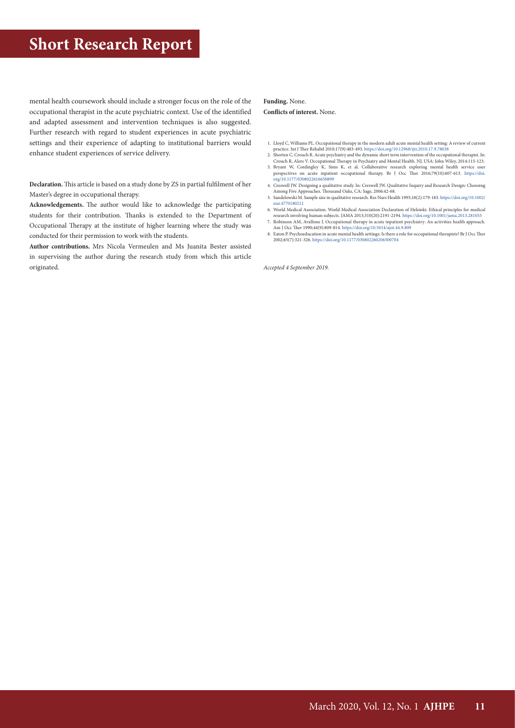mental health coursework should include a stronger focus on the role of the occupational therapist in the acute psychiatric context. Use of the identified and adapted assessment and intervention techniques is also suggested. Further research with regard to student experiences in acute psychiatric settings and their experience of adapting to institutional barriers would enhance student experiences of service delivery.

**Declaration.** This article is based on a study done by ZS in partial fulfilment of her Master's degree in occupational therapy.

**Acknowledgements.** The author would like to acknowledge the participating students for their contribution. Thanks is extended to the Department of Occupational Therapy at the institute of higher learning where the study was conducted for their permission to work with the students.

**Author contributions.** Mrs Nicola Vermeulen and Ms Juanita Bester assisted in supervising the author during the research study from which this article originated.

**Funding.** None.

**Conflicts of interest.** None.

1. Lloyd C, Williams PL. Occupational therapy in the modern adult acute mental health setting: A review of current practice. Int J Ther Rehabil 2010;17(9):483-493. https://doi.org/10.12968/ijtr.2010.17.9.78038
2. Shorten C, Crouch R. Acute psychiatry and the dynamic short term intervention of the occupational therapist. In: Crouch R, Alers V. Occupational Therapy in Psychiatry and Mental Health. NJ, USA: John Wiley, 2014:115-123.
3. Bryant W, Cordingley K, Sims K, et al. Collaborative research exploring mental health service user perspectives on acute inpatient occupational therapy. Br J Occ Ther 2016;79(10):607-613. https://doi.org/10.1177/0308022616650899
4. Creswell JW. Designing a qualitative study. In: Creswell JW. Qualitative Inquiry and Research Design: Choosing Among Five Approaches. Thousand Oaks, CA: Sage, 2006:42-68.
5. Sandelowski M. Sample size in qualitative research. Res Nurs Health 1995;18(2):179-183. https://doi.org/10.1002/nur.4770180211
6. World Medical Association. World Medical Association Declaration of Helsinki: Ethical principles for medical research involving human subjects. JAMA 2013;310(20):2191-2194. https://doi.org/10.1001/jama.2013.281053
7. Robinson AM, Avallone J. Occupational therapy in acute inpatient psychiatry: An activities health approach. Am J Occ Ther 1990;44(9):809-814. https://doi.org/10.5014/ajot.44.9.809
8. Eaton P. Psychoeducation in acute mental health settings: Is there a role for occupational therapists? Br J Occ Ther 2002;65(7):321-326. https://doi.org/10.1177/030802260206500704

*Accepted 4 September 2019.*